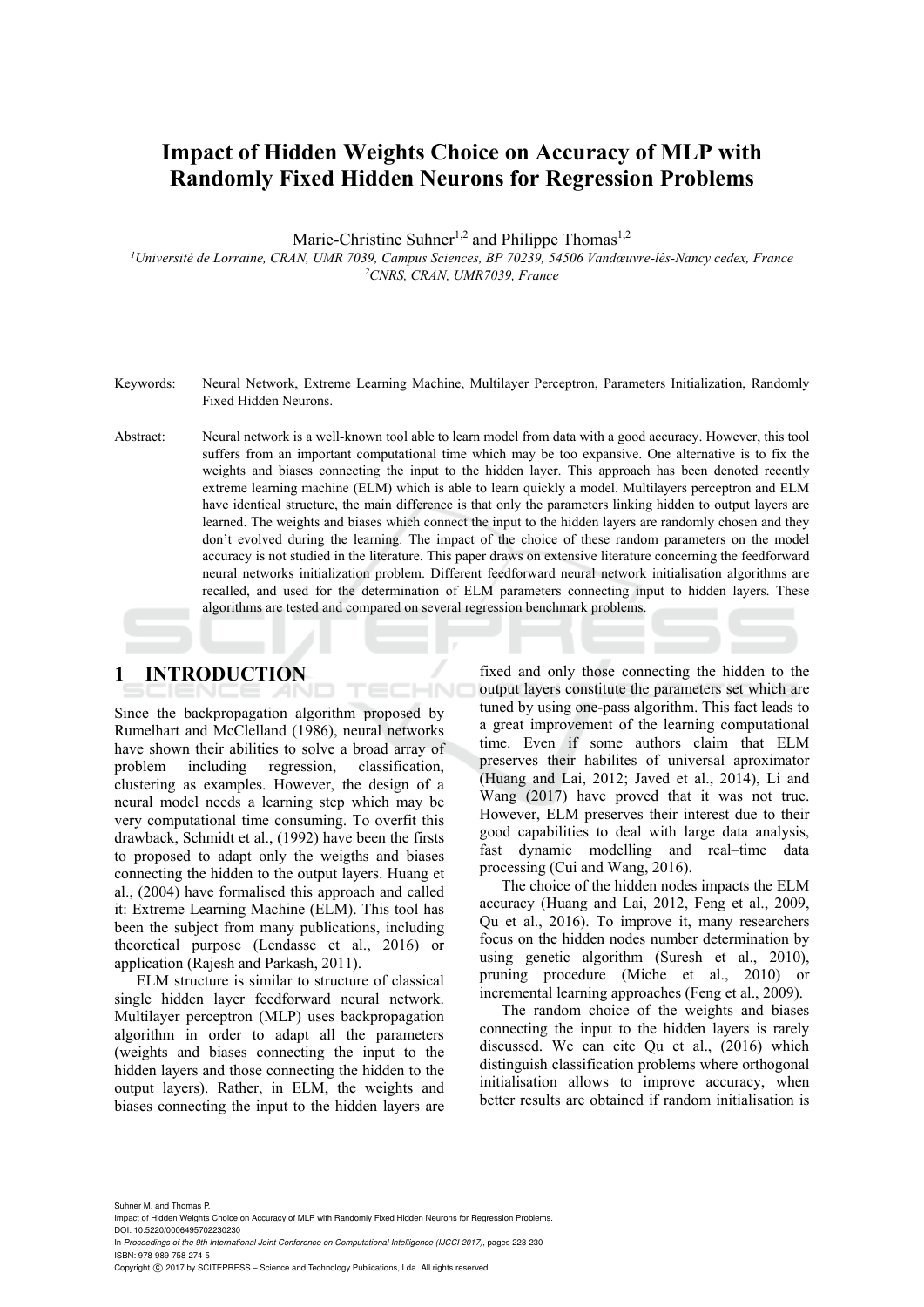# Impact of Hidden Weights Choice on Accuracy of MLP with Randomly Fixed Hidden Neurons for Regression Problems

Marie-Christine Suhner[1,2] and Philippe Thomas[1,2]

[1]*Université de Lorraine, CRAN, UMR 7039, Campus Sciences, BP 70239, 54506 Vandœuvre-lès-Nancy cedex, France*
[2]*CNRS, CRAN, UMR7039, France*

Keywords: Neural Network, Extreme Learning Machine, Multilayer Perceptron, Parameters Initialization, Randomly Fixed Hidden Neurons.

Abstract: Neural network is a well-known tool able to learn model from data with a good accuracy. However, this tool suffers from an important computational time which may be too expansive. One alternative is to fix the weights and biases connecting the input to the hidden layer. This approach has been denoted recently extreme learning machine (ELM) which is able to learn quickly a model. Multilayers perceptron and ELM have identical structure, the main difference is that only the parameters linking hidden to output layers are learned. The weights and biases which connect the input to the hidden layers are randomly chosen and they don't evolved during the learning. The impact of the choice of these random parameters on the model accuracy is not studied in the literature. This paper draws on extensive literature concerning the feedforward neural networks initialization problem. Different feedforward neural network initialisation algorithms are recalled, and used for the determination of ELM parameters connecting input to hidden layers. These algorithms are tested and compared on several regression benchmark problems.

## 1 INTRODUCTION

Since the backpropagation algorithm proposed by Rumelhart and McClelland (1986), neural networks have shown their abilities to solve a broad array of problem including regression, classification, clustering as examples. However, the design of a neural model needs a learning step which may be very computational time consuming. To overfit this drawback, Schmidt et al., (1992) have been the firsts to proposed to adapt only the weigths and biases connecting the hidden to the output layers. Huang et al., (2004) have formalised this approach and called it: Extreme Learning Machine (ELM). This tool has been the subject from many publications, including theoretical purpose (Lendasse et al., 2016) or application (Rajesh and Parkash, 2011).

ELM structure is similar to structure of classical single hidden layer feedforward neural network. Multilayer perceptron (MLP) uses backpropagation algorithm in order to adapt all the parameters (weights and biases connecting the input to the hidden layers and those connecting the hidden to the output layers). Rather, in ELM, the weights and biases connecting the input to the hidden layers are fixed and only those connecting the hidden to the output layers constitute the parameters set which are tuned by using one-pass algorithm. This fact leads to a great improvement of the learning computational time. Even if some authors claim that ELM preserves their habilites of universal aproximator (Huang and Lai, 2012; Javed et al., 2014), Li and Wang (2017) have proved that it was not true. However, ELM preserves their interest due to their good capabilities to deal with large data analysis, fast dynamic modelling and real–time data processing (Cui and Wang, 2016).

The choice of the hidden nodes impacts the ELM accuracy (Huang and Lai, 2012, Feng et al., 2009, Qu et al., 2016). To improve it, many researchers focus on the hidden nodes number determination by using genetic algorithm (Suresh et al., 2010), pruning procedure (Miche et al., 2010) or incremental learning approaches (Feng et al., 2009).

The random choice of the weights and biases connecting the input to the hidden layers is rarely discussed. We can cite Qu et al., (2016) which distinguish classification problems where orthogonal initialisation allows to improve accuracy, when better results are obtained if random initialisation is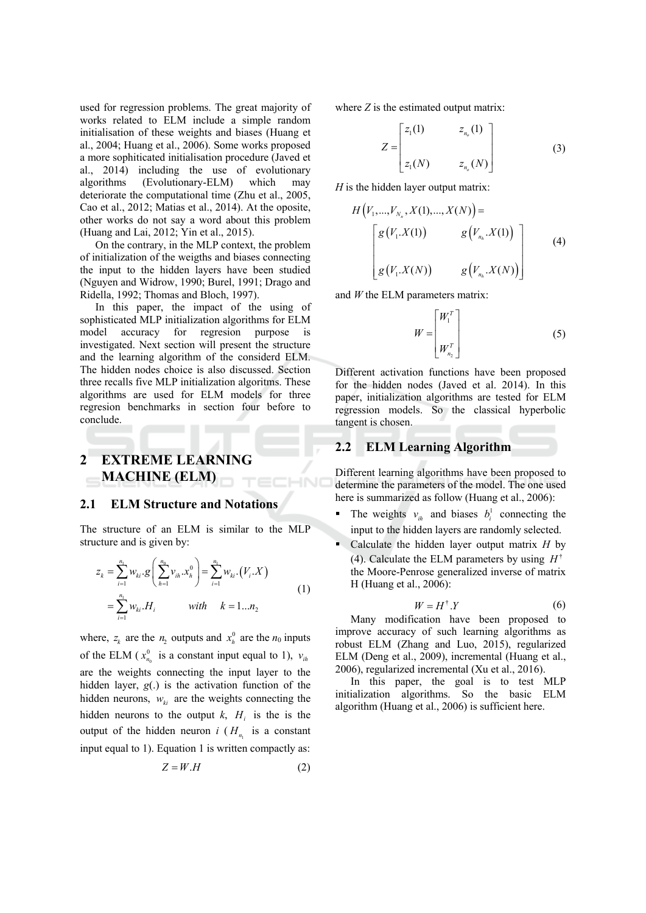used for regression problems. The great majority of works related to ELM include a simple random initialisation of these weights and biases (Huang et al., 2004; Huang et al., 2006). Some works proposed a more sophiticated initialisation procedure (Javed et al., 2014) including the use of evolutionary algorithms (Evolutionary-ELM) which may deteriorate the computational time (Zhu et al., 2005, Cao et al., 2012; Matias et al., 2014). At the oposite, other works do not say a word about this problem (Huang and Lai, 2012; Yin et al., 2015).

On the contrary, in the MLP context, the problem of initialization of the weigths and biases connecting the input to the hidden layers have been studied (Nguyen and Widrow, 1990; Burel, 1991; Drago and Ridella, 1992; Thomas and Bloch, 1997).

In this paper, the impact of the using of sophisticated MLP initialization algorithms for ELM model accuracy for regresion purpose is investigated. Next section will present the structure and the learning algorithm of the considerd ELM. The hidden nodes choice is also discussed. Section three recalls five MLP initialization algoritms. These algorithms are used for ELM models for three regresion benchmarks in section four before to conclude.

## 2 EXTREME LEARNING MACHINE (ELM)

### 2.1 ELM Structure and Notations

The structure of an ELM is similar to the MLP structure and is given by:

$$\begin{aligned} z_k &= \sum_{i=1}^{n_1} w_{ki}.g\left(\sum_{h=1}^{n_0} v_{ih}.x_h^0\right) = \sum_{i=1}^{n_1} w_{ki}.\left(V_i.X\right) \\ &= \sum_{i=1}^{n_1} w_{ki}.H_i \qquad with \quad k = 1 \ldots n_2 \end{aligned} \tag{1}$$

where, $z_k$ are the $n_2$ outputs and $x_h^0$ are the $n_0$ inputs of the ELM ($x_{n_0}^0$ is a constant input equal to 1), $v_{ih}$ are the weights connecting the input layer to the hidden layer, $g(.)$ is the activation function of the hidden neurons, $w_{ki}$ are the weights connecting the hidden neurons to the output $k$, $H_i$ is the is the output of the hidden neuron $i$ ($H_{n_1}$ is a constant input equal to 1). Equation 1 is written compactly as:

$$Z = W.H \tag{2}$$

where $Z$ is the estimated output matrix:

$$Z = \begin{bmatrix} z_1(1) & z_{n_o}(1) \\ & \\ z_1(N) & z_{n_o}(N) \end{bmatrix} \tag{3}$$

$H$ is the hidden layer output matrix:

$$\begin{aligned} &H\left(V_1, ..., V_{N_n}, X(1), ..., X(N)\right) = \\ &\begin{bmatrix} g\left(V_1.X(1)\right) & g\left(V_{n_h}.X(1)\right) \\ & \\ g\left(V_1.X(N)\right) & g\left(V_{n_h}.X(N)\right) \end{bmatrix} \end{aligned} \tag{4}$$

and $W$ the ELM parameters matrix:

$$W = \begin{bmatrix} W_1^T \\ \\ W_{n_2}^T \end{bmatrix} \tag{5}$$

Different activation functions have been proposed for the hidden nodes (Javed et al. 2014). In this paper, initialization algorithms are tested for ELM regression models. So the classical hyperbolic tangent is chosen.

### 2.2 ELM Learning Algorithm

Different learning algorithms have been proposed to determine the parameters of the model. The one used here is summarized as follow (Huang et al., 2006):

- The weights $v_{ih}$ and biases $b_i^1$ connecting the input to the hidden layers are randomly selected.
- Calculate the hidden layer output matrix $H$ by (4). Calculate the ELM parameters by using $H^\dagger$ the Moore-Penrose generalized inverse of matrix H (Huang et al., 2006):

$$W = H^\dagger.Y \tag{6}$$

Many modification have been proposed to improve accuracy of such learning algorithms as robust ELM (Zhang and Luo, 2015), regularized ELM (Deng et al., 2009), incremental (Huang et al., 2006), regularized incremental (Xu et al., 2016).

In this paper, the goal is to test MLP initialization algorithms. So the basic ELM algorithm (Huang et al., 2006) is sufficient here.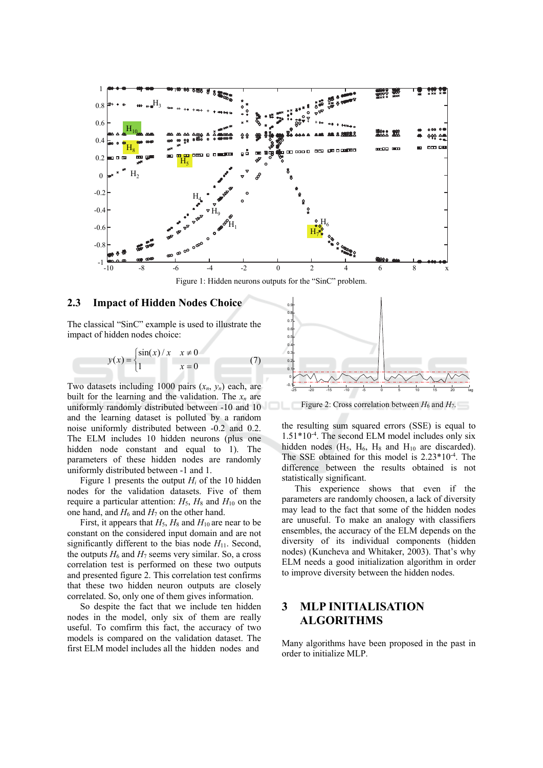Figure 1: Hidden neurons outputs for the "SinC" problem.

## 2.3 Impact of Hidden Nodes Choice

The classical "SinC" example is used to illustrate the impact of hidden nodes choice:

$$y(x) = \begin{cases} \sin(x)/x & x \neq 0 \\ 1 & x = 0 \end{cases} \quad (7)$$

Two datasets including 1000 pairs ($x_n$, $y_n$) each, are built for the learning and the validation. The $x_n$ are uniformly randomly distributed between -10 and 10 and the learning dataset is polluted by a random noise uniformly distributed between -0.2 and 0.2. The ELM includes 10 hidden neurons (plus one hidden node constant and equal to 1). The parameters of these hidden nodes are randomly uniformly distributed between -1 and 1.

Figure 1 presents the output $H_i$ of the 10 hidden nodes for the validation datasets. Five of them require a particular attention: $H_5$, $H_8$ and $H_{10}$ on the one hand, and $H_6$ and $H_7$ on the other hand.

First, it appears that $H_5$, $H_8$ and $H_{10}$ are near to be constant on the considered input domain and are not significantly different to the bias node $H_{11}$. Second, the outputs $H_6$ and $H_7$ seems very similar. So, a cross correlation test is performed on these two outputs and presented figure 2. This correlation test confirms that these two hidden neuron outputs are closely correlated. So, only one of them gives information.

So despite the fact that we include ten hidden nodes in the model, only six of them are really useful. To comfirm this fact, the accuracy of two models is compared on the validation dataset. The first ELM model includes all the hidden nodes and the resulting sum squared errors (SSE) is equal to $1.51*10^{-4}$. The second ELM model includes only six hidden nodes ($H_5$, $H_6$, $H_8$ and $H_{10}$ are discarded). The SSE obtained for this model is $2.23*10^{-4}$. The difference between the results obtained is not statistically significant.

Figure 2: Cross correlation between $H_6$ and $H_7$.

This experience shows that even if the parameters are randomly choosen, a lack of diversity may lead to the fact that some of the hidden nodes are unuseful. To make an analogy with classifiers ensembles, the accuracy of the ELM depends on the diversity of its individual components (hidden nodes) (Kuncheva and Whitaker, 2003). That's why ELM needs a good initialization algorithm in order to improve diversity between the hidden nodes.

# 3 MLP INITIALISATION ALGORITHMS

Many algorithms have been proposed in the past in order to initialize MLP.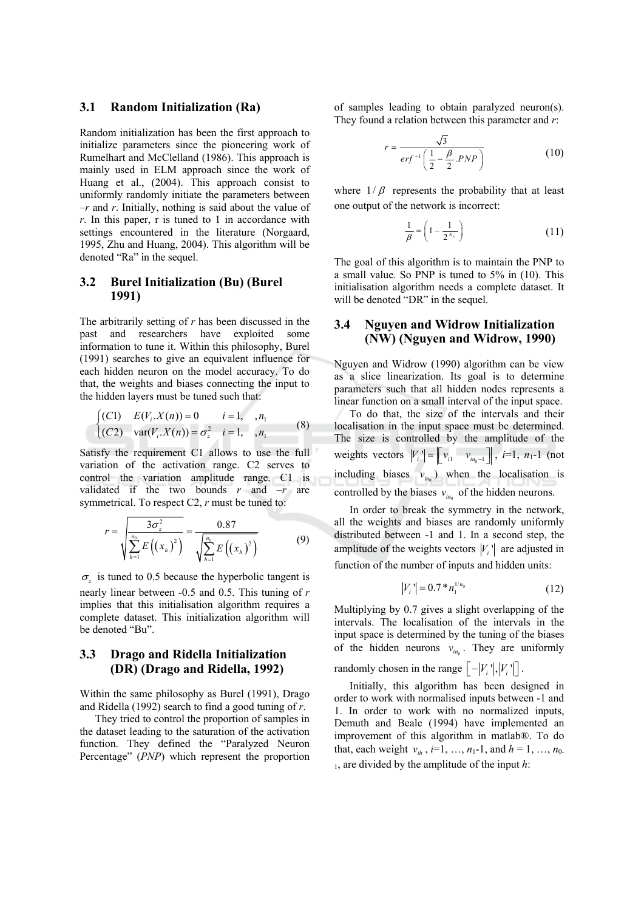### 3.1 Random Initialization (Ra)

Random initialization has been the first approach to initialize parameters since the pioneering work of Rumelhart and McClelland (1986). This approach is mainly used in ELM approach since the work of Huang et al., (2004). This approach consist to uniformly randomly initiate the parameters between $-r$ and $r$. Initially, nothing is said about the value of $r$. In this paper, r is tuned to 1 in accordance with settings encountered in the literature (Norgaard, 1995, Zhu and Huang, 2004). This algorithm will be denoted "Ra" in the sequel.

### 3.2 Burel Initialization (Bu) (Burel 1991)

The arbitrarily setting of $r$ has been discussed in the past and researchers have exploited some information to tune it. Within this philosophy, Burel (1991) searches to give an equivalent influence for each hidden neuron on the model accuracy. To do that, the weights and biases connecting the input to the hidden layers must be tuned such that:

$$\begin{cases} (C1) \quad E(V_i.X(n)) = 0 \qquad i = 1, \quad , n_1 \\ (C2) \quad \mathrm{var}(V_i.X(n)) = \sigma_z^2 \quad i = 1, \quad , n_1 \end{cases} \tag{8}$$

Satisfy the requirement C1 allows to use the full variation of the activation range. C2 serves to control the variation amplitude range. C1 is validated if the two bounds $r$ and $-r$ are symmetrical. To respect C2, $r$ must be tuned to:

$$r = \sqrt{\frac{3\sigma_z^2}{\sum_{h=1}^{n_0} E\left(\left(x_h\right)^2\right)}} = \frac{0.87}{\sqrt{\sum_{h=1}^{n_0} E\left(\left(x_h\right)^2\right)}} \tag{9}$$

$\sigma_z$ is tuned to 0.5 because the hyperbolic tangent is nearly linear between -0.5 and 0.5. This tuning of $r$ implies that this initialisation algorithm requires a complete dataset. This initialization algorithm will be denoted "Bu".

### 3.3 Drago and Ridella Initialization (DR) (Drago and Ridella, 1992)

Within the same philosophy as Burel (1991), Drago and Ridella (1992) search to find a good tuning of $r$.

They tried to control the proportion of samples in the dataset leading to the saturation of the activation function. They defined the "Paralyzed Neuron Percentage" (*PNP*) which represent the proportion of samples leading to obtain paralyzed neuron(s). They found a relation between this parameter and $r$:

$$r = \frac{\sqrt{3}}{erf^{-1}\left(\frac{1}{2} - \frac{\beta}{2}.PNP\right)} \tag{10}$$

where $1/\beta$ represents the probability that at least one output of the network is incorrect:

$$\frac{1}{\beta} = \left(1 - \frac{1}{2^{N_w}}\right) \tag{11}$$

The goal of this algorithm is to maintain the PNP to a small value. So PNP is tuned to 5% in (10). This initialisation algorithm needs a complete dataset. It will be denoted "DR" in the sequel.

### 3.4 Nguyen and Widrow Initialization (NW) (Nguyen and Widrow, 1990)

Nguyen and Widrow (1990) algorithm can be view as a slice linearization. Its goal is to determine parameters such that all hidden nodes represents a linear function on a small interval of the input space.

To do that, the size of the intervals and their localisation in the input space must be determined. The size is controlled by the amplitude of the weights vectors $\left|V_i'\right| = \left\|\begin{bmatrix} v_{i1} & v_{in_0-1} \end{bmatrix}\right\|$, $i$=1, $n_1$-1 (not including biases $v_{in_0}$) when the localisation is controlled by the biases $v_{in_0}$ of the hidden neurons.

In order to break the symmetry in the network, all the weights and biases are randomly uniformly distributed between -1 and 1. In a second step, the amplitude of the weights vectors $\left|V_i'\right|$ are adjusted in function of the number of inputs and hidden units:

$$\left|V_i'\right| = 0.7 * n_1^{1/n_0} \tag{12}$$

Multiplying by 0.7 gives a slight overlapping of the intervals. The localisation of the intervals in the input space is determined by the tuning of the biases of the hidden neurons $v_{in_0}$. They are uniformly randomly chosen in the range $\left[-\left|V_i'\right|, \left|V_i'\right|\right]$.

Initially, this algorithm has been designed in order to work with normalised inputs between -1 and 1. In order to work with no normalized inputs, Demuth and Beale (1994) have implemented an improvement of this algorithm in matlab®. To do that, each weight $v_{ih}$, $i$=1, …, $n_1$-1, and $h$ = 1, …, $n_{0-1}$, are divided by the amplitude of the input $h$: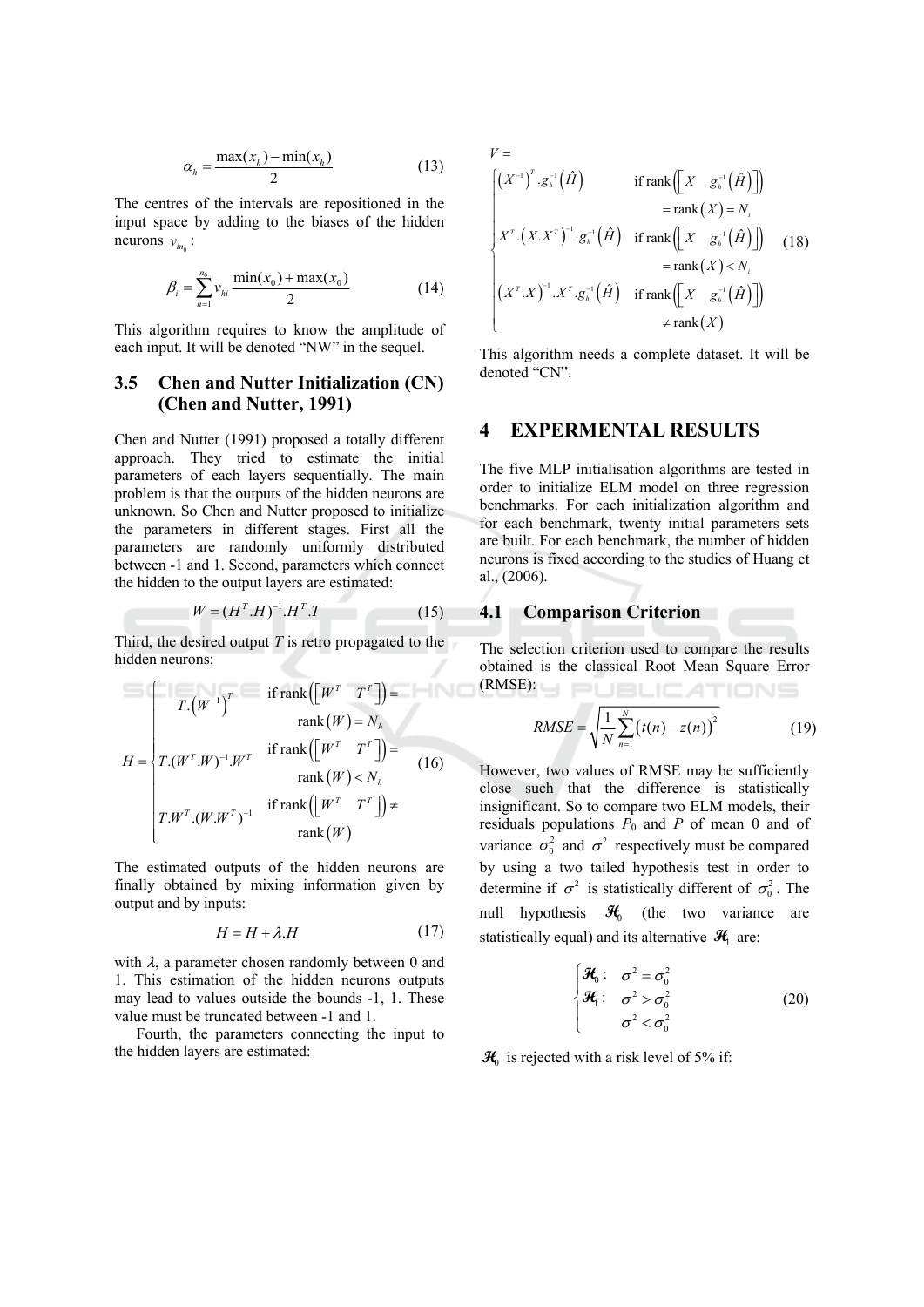$$\alpha_h = \frac{\max(x_h) - \min(x_h)}{2} \tag{13}$$

The centres of the intervals are repositioned in the input space by adding to the biases of the hidden neurons $v_{in_0}$:

$$\beta_i = \sum_{h=1}^{n_0} v_{hi} \frac{\min(x_0) + \max(x_0)}{2} \tag{14}$$

This algorithm requires to know the amplitude of each input. It will be denoted "NW" in the sequel.

### 3.5 Chen and Nutter Initialization (CN) (Chen and Nutter, 1991)

Chen and Nutter (1991) proposed a totally different approach. They tried to estimate the initial parameters of each layers sequentially. The main problem is that the outputs of the hidden neurons are unknown. So Chen and Nutter proposed to initialize the parameters in different stages. First all the parameters are randomly uniformly distributed between -1 and 1. Second, parameters which connect the hidden to the output layers are estimated:

$$W = (H^T.H)^{-1}.H^T.T \tag{15}$$

Third, the desired output $T$ is retro propagated to the hidden neurons:

$$H = \begin{cases} T.\left(W^{-1}\right)^T & \text{if } \operatorname{rank}\left(\begin{bmatrix} W^T & T^T \end{bmatrix}\right) = \operatorname{rank}(W) = N_h \\ T.(W^T.W)^{-1}.W^T & \text{if } \operatorname{rank}\left(\begin{bmatrix} W^T & T^T \end{bmatrix}\right) = \operatorname{rank}(W) < N_h \\ T.W^T.(W.W^T)^{-1} & \text{if } \operatorname{rank}\left(\begin{bmatrix} W^T & T^T \end{bmatrix}\right) \neq \operatorname{rank}(W) \end{cases} \tag{16}$$

The estimated outputs of the hidden neurons are finally obtained by mixing information given by output and by inputs:

$$H = H + \lambda.H \tag{17}$$

with $\lambda$, a parameter chosen randomly between 0 and 1. This estimation of the hidden neurons outputs may lead to values outside the bounds -1, 1. These value must be truncated between -1 and 1.

Fourth, the parameters connecting the input to the hidden layers are estimated:

$$V = \begin{cases} \left(X^{-1}\right)^T.g_h^{-1}\left(\hat{H}\right) & \text{if } \operatorname{rank}\left(\begin{bmatrix} X & g_h^{-1}\left(\hat{H}\right) \end{bmatrix}\right) = \operatorname{rank}(X) = N_i \\ X^T.\left(X.X^T\right)^{-1}.g_h^{-1}\left(\hat{H}\right) & \text{if } \operatorname{rank}\left(\begin{bmatrix} X & g_h^{-1}\left(\hat{H}\right) \end{bmatrix}\right) = \operatorname{rank}(X) < N_i \\ \left(X^T.X\right)^{-1}.X^T.g_h^{-1}\left(\hat{H}\right) & \text{if } \operatorname{rank}\left(\begin{bmatrix} X & g_h^{-1}\left(\hat{H}\right) \end{bmatrix}\right) \neq \operatorname{rank}(X) \end{cases} \tag{18}$$

This algorithm needs a complete dataset. It will be denoted "CN".

## 4 EXPERMENTAL RESULTS

The five MLP initialisation algorithms are tested in order to initialize ELM model on three regression benchmarks. For each initialization algorithm and for each benchmark, twenty initial parameters sets are built. For each benchmark, the number of hidden neurons is fixed according to the studies of Huang et al., (2006).

### 4.1 Comparison Criterion

The selection criterion used to compare the results obtained is the classical Root Mean Square Error (RMSE):

$$RMSE = \sqrt{\frac{1}{N}\sum_{n=1}^{N}\left(t(n) - z(n)\right)^2} \tag{19}$$

However, two values of RMSE may be sufficiently close such that the difference is statistically insignificant. So to compare two ELM models, their residuals populations $P_0$ and $P$ of mean 0 and of variance $\sigma_0^2$ and $\sigma^2$ respectively must be compared by using a two tailed hypothesis test in order to determine if $\sigma^2$ is statistically different of $\sigma_0^2$. The null hypothesis $\mathcal{H}_0$ (the two variance are statistically equal) and its alternative $\mathcal{H}_1$ are:

$$\begin{cases} \mathcal{H}_0: & \sigma^2 = \sigma_0^2 \\ \mathcal{H}_1: & \sigma^2 > \sigma_0^2 \\ & \sigma^2 < \sigma_0^2 \end{cases} \tag{20}$$

$\mathcal{H}_0$ is rejected with a risk level of 5% if: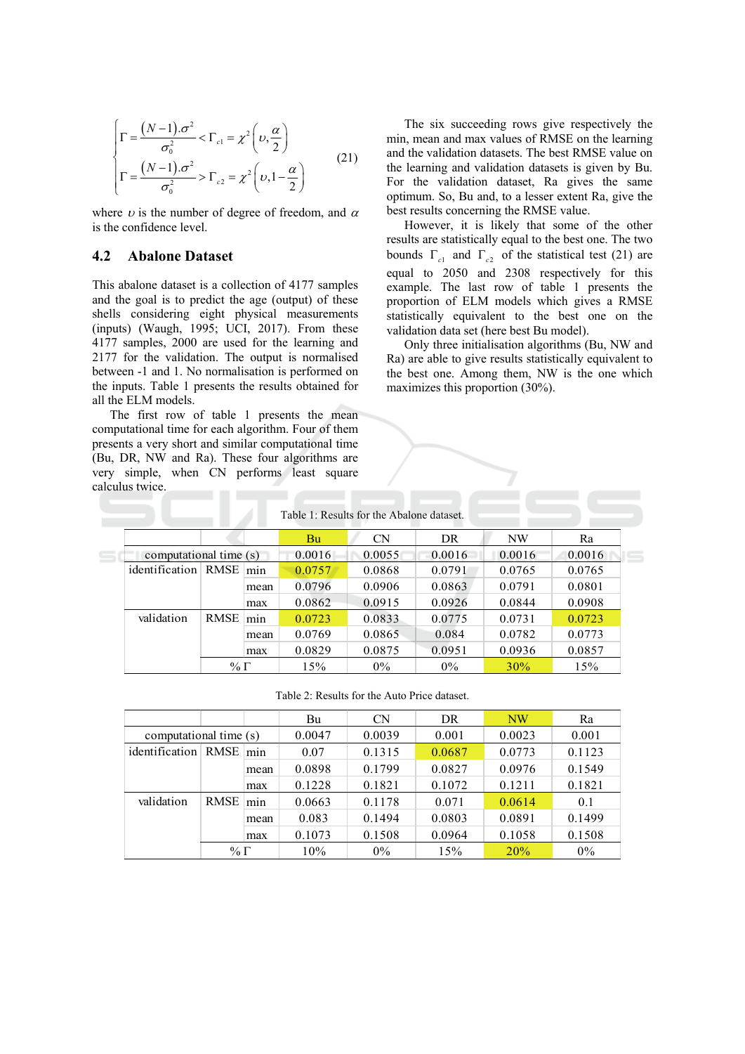$$\begin{cases} \Gamma = \dfrac{(N-1).\sigma^2}{\sigma_0^2} < \Gamma_{c1} = \chi^2\left(\upsilon, \dfrac{\alpha}{2}\right) \\ \Gamma = \dfrac{(N-1).\sigma^2}{\sigma_0^2} > \Gamma_{c2} = \chi^2\left(\upsilon, 1-\dfrac{\alpha}{2}\right) \end{cases} \tag{21}$$

where $\upsilon$ is the number of degree of freedom, and $\alpha$ is the confidence level.

### 4.2 Abalone Dataset

This abalone dataset is a collection of 4177 samples and the goal is to predict the age (output) of these shells considering eight physical measurements (inputs) (Waugh, 1995; UCI, 2017). From these 4177 samples, 2000 are used for the learning and 2177 for the validation. The output is normalised between -1 and 1. No normalisation is performed on the inputs. Table 1 presents the results obtained for all the ELM models.

The first row of table 1 presents the mean computational time for each algorithm. Four of them presents a very short and similar computational time (Bu, DR, NW and Ra). These four algorithms are very simple, when CN performs least square calculus twice.

The six succeeding rows give respectively the min, mean and max values of RMSE on the learning and the validation datasets. The best RMSE value on the learning and validation datasets is given by Bu. For the validation dataset, Ra gives the same optimum. So, Bu and, to a lesser extent Ra, give the best results concerning the RMSE value.

However, it is likely that some of the other results are statistically equal to the best one. The two bounds $\Gamma_{c1}$ and $\Gamma_{c2}$ of the statistical test (21) are equal to 2050 and 2308 respectively for this example. The last row of table 1 presents the proportion of ELM models which gives a RMSE statistically equivalent to the best one on the validation data set (here best Bu model).

Only three initialisation algorithms (Bu, NW and Ra) are able to give results statistically equivalent to the best one. Among them, NW is the one which maximizes this proportion (30%).

Table 1: Results for the Abalone dataset.

| | | | Bu | CN | DR | NW | Ra |
|---|---|---|---|---|---|---|---|
| computational time (s) | | | 0.0016 | 0.0055 | 0.0016 | 0.0016 | 0.0016 |
| identification | RMSE | min | 0.0757 | 0.0868 | 0.0791 | 0.0765 | 0.0765 |
| | | mean | 0.0796 | 0.0906 | 0.0863 | 0.0791 | 0.0801 |
| | | max | 0.0862 | 0.0915 | 0.0926 | 0.0844 | 0.0908 |
| validation | RMSE | min | 0.0723 | 0.0833 | 0.0775 | 0.0731 | 0.0723 |
| | | mean | 0.0769 | 0.0865 | 0.084 | 0.0782 | 0.0773 |
| | | max | 0.0829 | 0.0875 | 0.0951 | 0.0936 | 0.0857 |
| | % Γ | | 15% | 0% | 0% | 30% | 15% |

Table 2: Results for the Auto Price dataset.

| | | | Bu | CN | DR | NW | Ra |
|---|---|---|---|---|---|---|---|
| computational time (s) | | | 0.0047 | 0.0039 | 0.001 | 0.0023 | 0.001 |
| identification | RMSE | min | 0.07 | 0.1315 | 0.0687 | 0.0773 | 0.1123 |
| | | mean | 0.0898 | 0.1799 | 0.0827 | 0.0976 | 0.1549 |
| | | max | 0.1228 | 0.1821 | 0.1072 | 0.1211 | 0.1821 |
| validation | RMSE | min | 0.0663 | 0.1178 | 0.071 | 0.0614 | 0.1 |
| | | mean | 0.083 | 0.1494 | 0.0803 | 0.0891 | 0.1499 |
| | | max | 0.1073 | 0.1508 | 0.0964 | 0.1058 | 0.1508 |
| | % Γ | | 10% | 0% | 15% | 20% | 0% |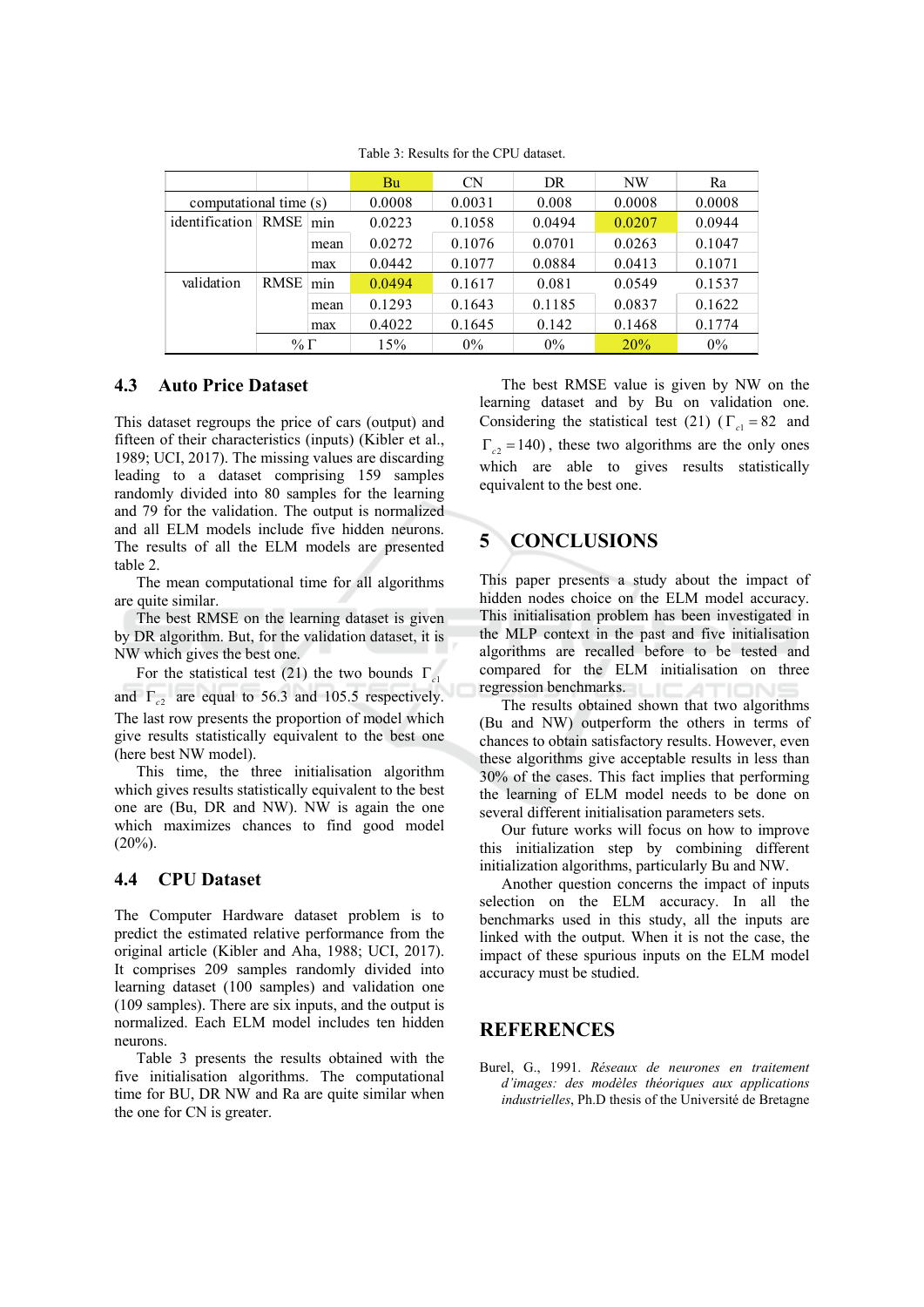Table 3: Results for the CPU dataset.

| | | | Bu | CN | DR | NW | Ra |
|---|---|---|---|---|---|---|---|
| computational time (s) | | | 0.0008 | 0.0031 | 0.008 | 0.0008 | 0.0008 |
| identification | RMSE | min | 0.0223 | 0.1058 | 0.0494 | 0.0207 | 0.0944 |
| | | mean | 0.0272 | 0.1076 | 0.0701 | 0.0263 | 0.1047 |
| | | max | 0.0442 | 0.1077 | 0.0884 | 0.0413 | 0.1071 |
| validation | RMSE | min | 0.0494 | 0.1617 | 0.081 | 0.0549 | 0.1537 |
| | | mean | 0.1293 | 0.1643 | 0.1185 | 0.0837 | 0.1622 |
| | | max | 0.4022 | 0.1645 | 0.142 | 0.1468 | 0.1774 |
| | %Γ | | 15% | 0% | 0% | 20% | 0% |

### 4.3 Auto Price Dataset

This dataset regroups the price of cars (output) and fifteen of their characteristics (inputs) (Kibler et al., 1989; UCI, 2017). The missing values are discarding leading to a dataset comprising 159 samples randomly divided into 80 samples for the learning and 79 for the validation. The output is normalized and all ELM models include five hidden neurons. The results of all the ELM models are presented table 2.

The mean computational time for all algorithms are quite similar.

The best RMSE on the learning dataset is given by DR algorithm. But, for the validation dataset, it is NW which gives the best one.

For the statistical test (21) the two bounds $\Gamma_{c1}$ and $\Gamma_{c2}$ are equal to 56.3 and 105.5 respectively. The last row presents the proportion of model which give results statistically equivalent to the best one (here best NW model).

This time, the three initialisation algorithm which gives results statistically equivalent to the best one are (Bu, DR and NW). NW is again the one which maximizes chances to find good model (20%).

### 4.4 CPU Dataset

The Computer Hardware dataset problem is to predict the estimated relative performance from the original article (Kibler and Aha, 1988; UCI, 2017). It comprises 209 samples randomly divided into learning dataset (100 samples) and validation one (109 samples). There are six inputs, and the output is normalized. Each ELM model includes ten hidden neurons.

Table 3 presents the results obtained with the five initialisation algorithms. The computational time for BU, DR NW and Ra are quite similar when the one for CN is greater.

The best RMSE value is given by NW on the learning dataset and by Bu on validation one. Considering the statistical test (21) ($\Gamma_{c1} = 82$ and $\Gamma_{c2} = 140$), these two algorithms are the only ones which are able to gives results statistically equivalent to the best one.

## 5 CONCLUSIONS

This paper presents a study about the impact of hidden nodes choice on the ELM model accuracy. This initialisation problem has been investigated in the MLP context in the past and five initialisation algorithms are recalled before to be tested and compared for the ELM initialisation on three regression benchmarks.

The results obtained shown that two algorithms (Bu and NW) outperform the others in terms of chances to obtain satisfactory results. However, even these algorithms give acceptable results in less than 30% of the cases. This fact implies that performing the learning of ELM model needs to be done on several different initialisation parameters sets.

Our future works will focus on how to improve this initialization step by combining different initialization algorithms, particularly Bu and NW.

Another question concerns the impact of inputs selection on the ELM accuracy. In all the benchmarks used in this study, all the inputs are linked with the output. When it is not the case, the impact of these spurious inputs on the ELM model accuracy must be studied.

## REFERENCES

Burel, G., 1991. *Réseaux de neurones en traitement d'images: des modèles théoriques aux applications industrielles*, Ph.D thesis of the Université de Bretagne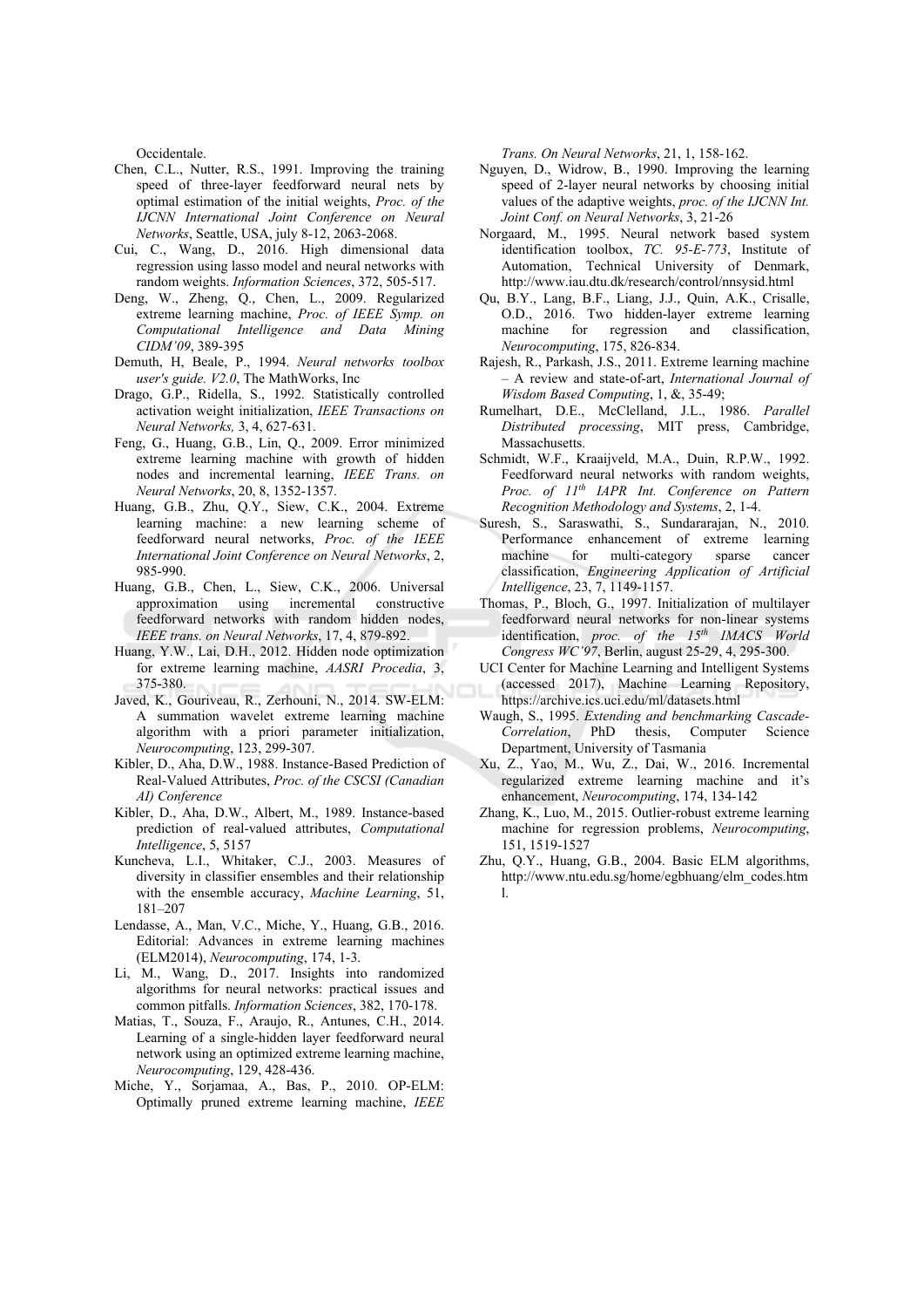Occidentale.

Chen, C.L., Nutter, R.S., 1991. Improving the training speed of three-layer feedforward neural nets by optimal estimation of the initial weights, *Proc. of the IJCNN International Joint Conference on Neural Networks*, Seattle, USA, july 8-12, 2063-2068.

Cui, C., Wang, D., 2016. High dimensional data regression using lasso model and neural networks with random weights. *Information Sciences*, 372, 505-517.

Deng, W., Zheng, Q., Chen, L., 2009. Regularized extreme learning machine, *Proc. of IEEE Symp. on Computational Intelligence and Data Mining CIDM'09*, 389-395

Demuth, H, Beale, P., 1994. *Neural networks toolbox user's guide. V2.0*, The MathWorks, Inc

Drago, G.P., Ridella, S., 1992. Statistically controlled activation weight initialization, *IEEE Transactions on Neural Networks,* 3, 4, 627-631.

Feng, G., Huang, G.B., Lin, Q., 2009. Error minimized extreme learning machine with growth of hidden nodes and incremental learning, *IEEE Trans. on Neural Networks*, 20, 8, 1352-1357.

Huang, G.B., Zhu, Q.Y., Siew, C.K., 2004. Extreme learning machine: a new learning scheme of feedforward neural networks, *Proc. of the IEEE International Joint Conference on Neural Networks*, 2, 985-990.

Huang, G.B., Chen, L., Siew, C.K., 2006. Universal approximation using incremental constructive feedforward networks with random hidden nodes, *IEEE trans. on Neural Networks*, 17, 4, 879-892.

Huang, Y.W., Lai, D.H., 2012. Hidden node optimization for extreme learning machine, *AASRI Procedia*, 3, 375-380.

Javed, K., Gouriveau, R., Zerhouni, N., 2014. SW-ELM: A summation wavelet extreme learning machine algorithm with a priori parameter initialization, *Neurocomputing*, 123, 299-307.

Kibler, D., Aha, D.W., 1988. Instance-Based Prediction of Real-Valued Attributes, *Proc. of the CSCSI (Canadian AI) Conference*

Kibler, D., Aha, D.W., Albert, M., 1989. Instance-based prediction of real-valued attributes, *Computational Intelligence*, 5, 5157

Kuncheva, L.I., Whitaker, C.J., 2003. Measures of diversity in classifier ensembles and their relationship with the ensemble accuracy, *Machine Learning*, 51, 181–207

Lendasse, A., Man, V.C., Miche, Y., Huang, G.B., 2016. Editorial: Advances in extreme learning machines (ELM2014), *Neurocomputing*, 174, 1-3.

Li, M., Wang, D., 2017. Insights into randomized algorithms for neural networks: practical issues and common pitfalls. *Information Sciences*, 382, 170-178.

Matias, T., Souza, F., Araujo, R., Antunes, C.H., 2014. Learning of a single-hidden layer feedforward neural network using an optimized extreme learning machine, *Neurocomputing*, 129, 428-436.

Miche, Y., Sorjamaa, A., Bas, P., 2010. OP-ELM: Optimally pruned extreme learning machine, *IEEE Trans. On Neural Networks*, 21, 1, 158-162.

Nguyen, D., Widrow, B., 1990. Improving the learning speed of 2-layer neural networks by choosing initial values of the adaptive weights, *proc. of the IJCNN Int. Joint Conf. on Neural Networks*, 3, 21-26

Norgaard, M., 1995. Neural network based system identification toolbox, *TC. 95-E-773*, Institute of Automation, Technical University of Denmark, http://www.iau.dtu.dk/research/control/nnsysid.html

Qu, B.Y., Lang, B.F., Liang, J.J., Quin, A.K., Crisalle, O.D., 2016. Two hidden-layer extreme learning machine for regression and classification, *Neurocomputing*, 175, 826-834.

Rajesh, R., Parkash, J.S., 2011. Extreme learning machine – A review and state-of-art, *International Journal of Wisdom Based Computing*, 1, &, 35-49;

Rumelhart, D.E., McClelland, J.L., 1986. *Parallel Distributed processing*, MIT press, Cambridge, Massachusetts.

Schmidt, W.F., Kraaijveld, M.A., Duin, R.P.W., 1992. Feedforward neural networks with random weights, *Proc. of 11th IAPR Int. Conference on Pattern Recognition Methodology and Systems*, 2, 1-4.

Suresh, S., Saraswathi, S., Sundararajan, N., 2010. Performance enhancement of extreme learning machine for multi-category sparse cancer classification, *Engineering Application of Artificial Intelligence*, 23, 7, 1149-1157.

Thomas, P., Bloch, G., 1997. Initialization of multilayer feedforward neural networks for non-linear systems identification, *proc. of the 15th IMACS World Congress WC'97*, Berlin, august 25-29, 4, 295-300.

UCI Center for Machine Learning and Intelligent Systems (accessed 2017), Machine Learning Repository, https://archive.ics.uci.edu/ml/datasets.html

Waugh, S., 1995. *Extending and benchmarking Cascade-Correlation*, PhD thesis, Computer Science Department, University of Tasmania

Xu, Z., Yao, M., Wu, Z., Dai, W., 2016. Incremental regularized extreme learning machine and it's enhancement, *Neurocomputing*, 174, 134-142

Zhang, K., Luo, M., 2015. Outlier-robust extreme learning machine for regression problems, *Neurocomputing*, 151, 1519-1527

Zhu, Q.Y., Huang, G.B., 2004. Basic ELM algorithms, http://www.ntu.edu.sg/home/egbhuang/elm_codes.html.